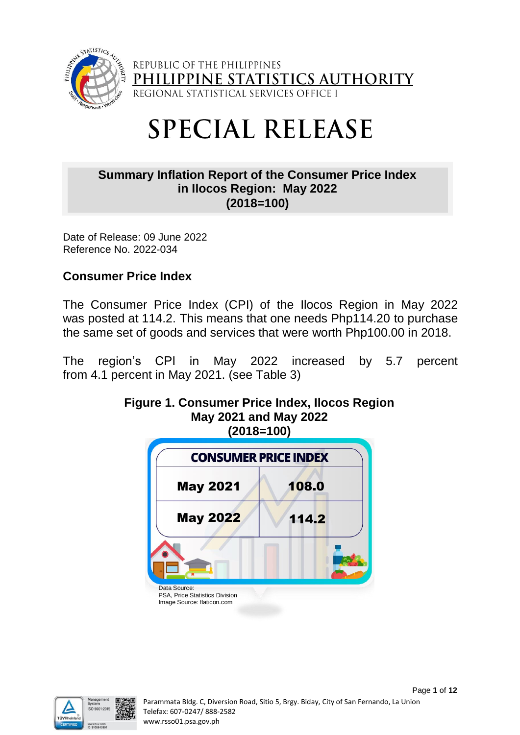REPUBLIC OF THE PHILIPPINES
PHILIPPINE STATISTICS AUTHORITY
REGIONAL STATISTICAL SERVICES OFFICE I

# SPECIAL RELEASE

**Summary Inflation Report of the Consumer Price Index in Ilocos Region: May 2022 (2018=100)**

Date of Release: 09 June 2022
Reference No. 2022-034

## Consumer Price Index

The Consumer Price Index (CPI) of the Ilocos Region in May 2022 was posted at 114.2. This means that one needs Php114.20 to purchase the same set of goods and services that were worth Php100.00 in 2018.

The region's CPI in May 2022 increased by 5.7 percent from 4.1 percent in May 2021. (see Table 3)

**Figure 1. Consumer Price Index, Ilocos Region May 2021 and May 2022 (2018=100)**

| CONSUMER PRICE INDEX | |
|---|---|
| May 2021 | 108.0 |
| May 2022 | 114.2 |

Data Source:
PSA, Price Statistics Division
Image Source: flaticon.com

Parammata Bldg. C, Diversion Road, Sitio 5, Brgy. Biday, City of San Fernando, La Union
Telefax: 607-0247/ 888-2582
www.rsso01.psa.gov.ph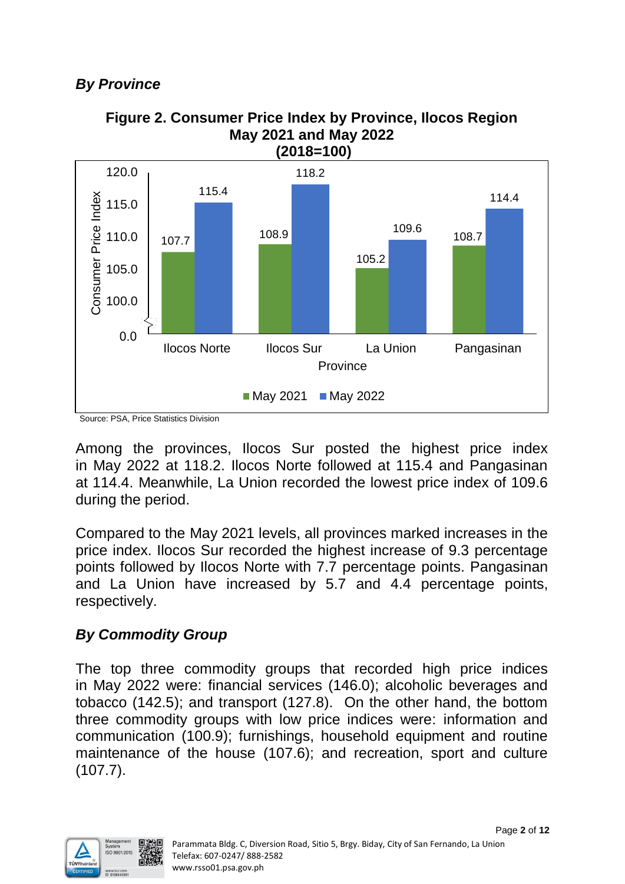### *By Province*

**Figure 2. Consumer Price Index by Province, Ilocos Region May 2021 and May 2022 (2018=100)**

| Province | May 2021 | May 2022 |
|---|---|---|
| Ilocos Norte | 107.7 | 115.4 |
| Ilocos Sur | 108.9 | 118.2 |
| La Union | 105.2 | 109.6 |
| Pangasinan | 108.7 | 114.4 |

Source: PSA, Price Statistics Division

Among the provinces, Ilocos Sur posted the highest price index in May 2022 at 118.2. Ilocos Norte followed at 115.4 and Pangasinan at 114.4. Meanwhile, La Union recorded the lowest price index of 109.6 during the period.

Compared to the May 2021 levels, all provinces marked increases in the price index. Ilocos Sur recorded the highest increase of 9.3 percentage points followed by Ilocos Norte with 7.7 percentage points. Pangasinan and La Union have increased by 5.7 and 4.4 percentage points, respectively.

### *By Commodity Group*

The top three commodity groups that recorded high price indices in May 2022 were: financial services (146.0); alcoholic beverages and tobacco (142.5); and transport (127.8). On the other hand, the bottom three commodity groups with low price indices were: information and communication (100.9); furnishings, household equipment and routine maintenance of the house (107.6); and recreation, sport and culture (107.7).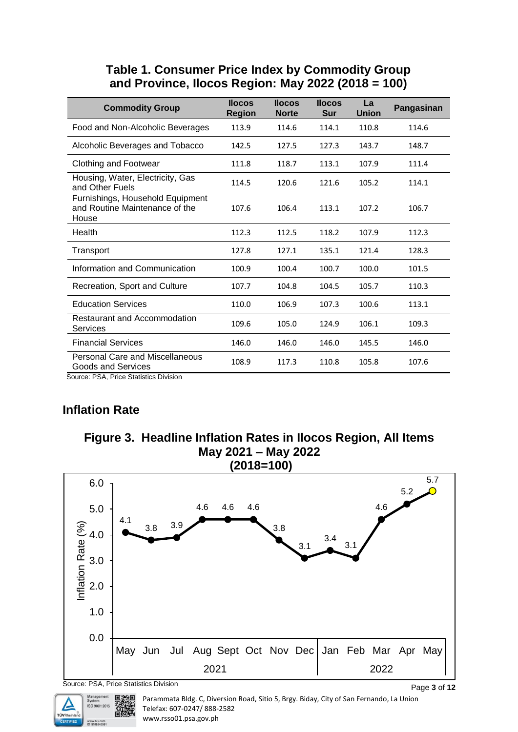**Table 1. Consumer Price Index by Commodity Group and Province, Ilocos Region: May 2022 (2018 = 100)**

| Commodity Group | Ilocos Region | Ilocos Norte | Ilocos Sur | La Union | Pangasinan |
|---|---|---|---|---|---|
| Food and Non-Alcoholic Beverages | 113.9 | 114.6 | 114.1 | 110.8 | 114.6 |
| Alcoholic Beverages and Tobacco | 142.5 | 127.5 | 127.3 | 143.7 | 148.7 |
| Clothing and Footwear | 111.8 | 118.7 | 113.1 | 107.9 | 111.4 |
| Housing, Water, Electricity, Gas and Other Fuels | 114.5 | 120.6 | 121.6 | 105.2 | 114.1 |
| Furnishings, Household Equipment and Routine Maintenance of the House | 107.6 | 106.4 | 113.1 | 107.2 | 106.7 |
| Health | 112.3 | 112.5 | 118.2 | 107.9 | 112.3 |
| Transport | 127.8 | 127.1 | 135.1 | 121.4 | 128.3 |
| Information and Communication | 100.9 | 100.4 | 100.7 | 100.0 | 101.5 |
| Recreation, Sport and Culture | 107.7 | 104.8 | 104.5 | 105.7 | 110.3 |
| Education Services | 110.0 | 106.9 | 107.3 | 100.6 | 113.1 |
| Restaurant and Accommodation Services | 109.6 | 105.0 | 124.9 | 106.1 | 109.3 |
| Financial Services | 146.0 | 146.0 | 146.0 | 145.5 | 146.0 |
| Personal Care and Miscellaneous Goods and Services | 108.9 | 117.3 | 110.8 | 105.8 | 107.6 |

Source: PSA, Price Statistics Division

## Inflation Rate

**Figure 3. Headline Inflation Rates in Ilocos Region, All Items May 2021 – May 2022 (2018=100)**

| Year | Month | Inflation Rate (%) |
|---|---|---|
| 2021 | May | 4.1 |
| | Jun | 3.8 |
| | Jul | 3.9 |
| | Aug | 4.6 |
| | Sept | 4.6 |
| | Oct | 4.6 |
| | Nov | 3.8 |
| | Dec | 3.1 |
| 2022 | Jan | 3.4 |
| | Feb | 3.1 |
| | Mar | 4.6 |
| | Apr | 5.2 |
| | May | 5.7 |

Source: PSA, Price Statistics Division

Parammata Bldg. C, Diversion Road, Sitio 5, Brgy. Biday, City of San Fernando, La Union
Telefax: 607-0247/ 888-2582
www.rsso01.psa.gov.ph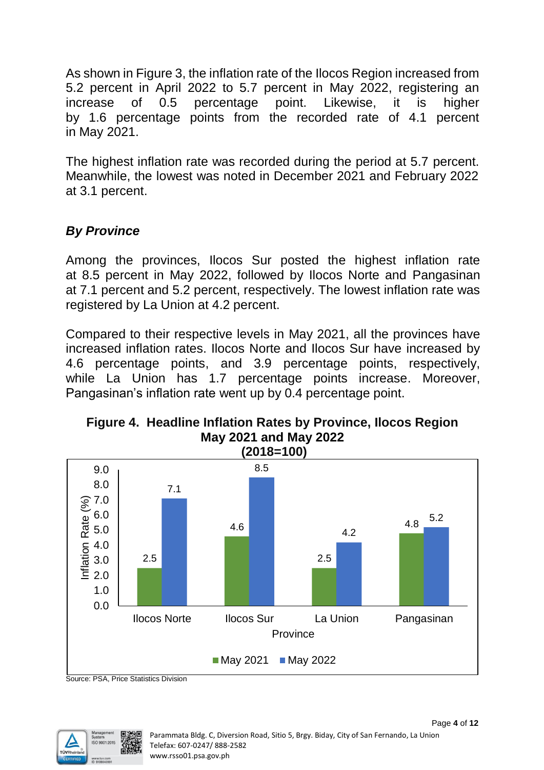As shown in Figure 3, the inflation rate of the Ilocos Region increased from 5.2 percent in April 2022 to 5.7 percent in May 2022, registering an increase of 0.5 percentage point. Likewise, it is higher by 1.6 percentage points from the recorded rate of 4.1 percent in May 2021.

The highest inflation rate was recorded during the period at 5.7 percent. Meanwhile, the lowest was noted in December 2021 and February 2022 at 3.1 percent.

### *By Province*

Among the provinces, Ilocos Sur posted the highest inflation rate at 8.5 percent in May 2022, followed by Ilocos Norte and Pangasinan at 7.1 percent and 5.2 percent, respectively. The lowest inflation rate was registered by La Union at 4.2 percent.

Compared to their respective levels in May 2021, all the provinces have increased inflation rates. Ilocos Norte and Ilocos Sur have increased by 4.6 percentage points, and 3.9 percentage points, respectively, while La Union has 1.7 percentage points increase. Moreover, Pangasinan's inflation rate went up by 0.4 percentage point.

**Figure 4. Headline Inflation Rates by Province, Ilocos Region May 2021 and May 2022 (2018=100)**

| Province | May 2021 | May 2022 |
|---|---|---|
| Ilocos Norte | 2.5 | 7.1 |
| Ilocos Sur | 4.6 | 8.5 |
| La Union | 2.5 | 4.2 |
| Pangasinan | 4.8 | 5.2 |

Source: PSA, Price Statistics Division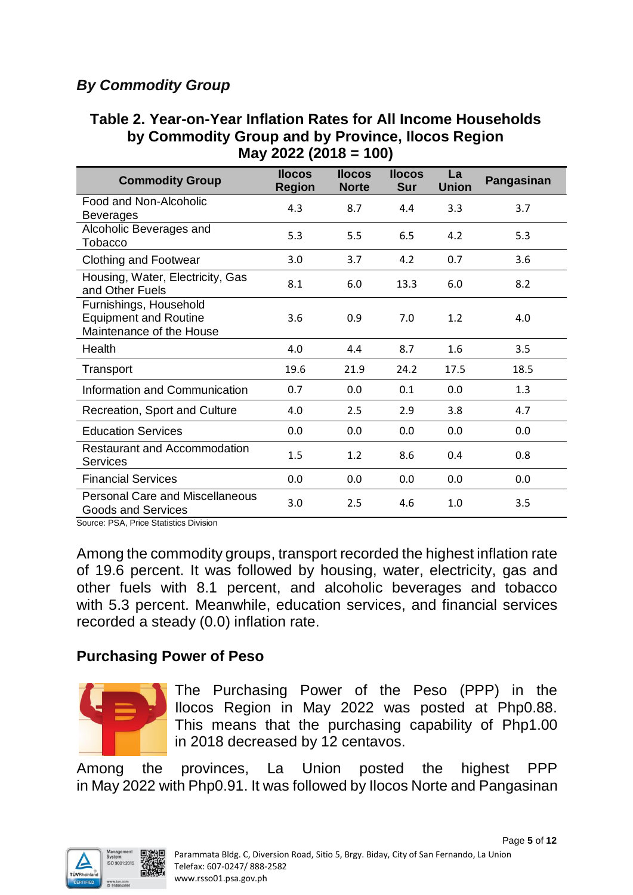*By Commodity Group*

**Table 2. Year-on-Year Inflation Rates for All Income Households by Commodity Group and by Province, Ilocos Region May 2022 (2018 = 100)**

| Commodity Group | Ilocos Region | Ilocos Norte | Ilocos Sur | La Union | Pangasinan |
|---|---|---|---|---|---|
| Food and Non-Alcoholic Beverages | 4.3 | 8.7 | 4.4 | 3.3 | 3.7 |
| Alcoholic Beverages and Tobacco | 5.3 | 5.5 | 6.5 | 4.2 | 5.3 |
| Clothing and Footwear | 3.0 | 3.7 | 4.2 | 0.7 | 3.6 |
| Housing, Water, Electricity, Gas and Other Fuels | 8.1 | 6.0 | 13.3 | 6.0 | 8.2 |
| Furnishings, Household Equipment and Routine Maintenance of the House | 3.6 | 0.9 | 7.0 | 1.2 | 4.0 |
| Health | 4.0 | 4.4 | 8.7 | 1.6 | 3.5 |
| Transport | 19.6 | 21.9 | 24.2 | 17.5 | 18.5 |
| Information and Communication | 0.7 | 0.0 | 0.1 | 0.0 | 1.3 |
| Recreation, Sport and Culture | 4.0 | 2.5 | 2.9 | 3.8 | 4.7 |
| Education Services | 0.0 | 0.0 | 0.0 | 0.0 | 0.0 |
| Restaurant and Accommodation Services | 1.5 | 1.2 | 8.6 | 0.4 | 0.8 |
| Financial Services | 0.0 | 0.0 | 0.0 | 0.0 | 0.0 |
| Personal Care and Miscellaneous Goods and Services | 3.0 | 2.5 | 4.6 | 1.0 | 3.5 |

Source: PSA, Price Statistics Division

Among the commodity groups, transport recorded the highest inflation rate of 19.6 percent. It was followed by housing, water, electricity, gas and other fuels with 8.1 percent, and alcoholic beverages and tobacco with 5.3 percent. Meanwhile, education services, and financial services recorded a steady (0.0) inflation rate.

## Purchasing Power of Peso

The Purchasing Power of the Peso (PPP) in the Ilocos Region in May 2022 was posted at Php0.88. This means that the purchasing capability of Php1.00 in 2018 decreased by 12 centavos.

Among the provinces, La Union posted the highest PPP in May 2022 with Php0.91. It was followed by Ilocos Norte and Pangasinan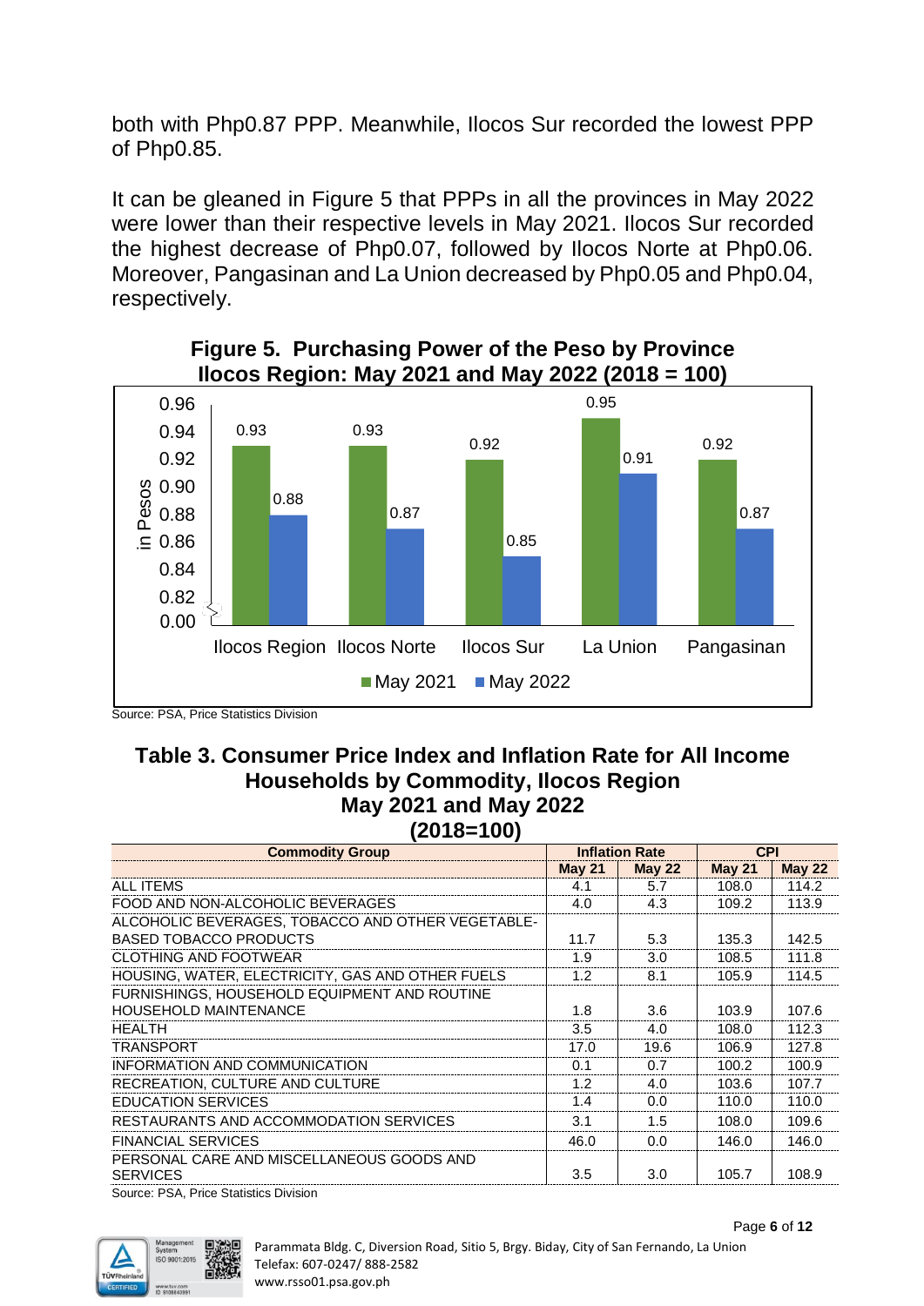both with Php0.87 PPP. Meanwhile, Ilocos Sur recorded the lowest PPP of Php0.85.

It can be gleaned in Figure 5 that PPPs in all the provinces in May 2022 were lower than their respective levels in May 2021. Ilocos Sur recorded the highest decrease of Php0.07, followed by Ilocos Norte at Php0.06. Moreover, Pangasinan and La Union decreased by Php0.05 and Php0.04, respectively.

**Figure 5. Purchasing Power of the Peso by Province Ilocos Region: May 2021 and May 2022 (2018 = 100)**

| | May 2021 | May 2022 |
|---|---|---|
| Ilocos Region | 0.93 | 0.88 |
| Ilocos Norte | 0.93 | 0.87 |
| Ilocos Sur | 0.92 | 0.85 |
| La Union | 0.95 | 0.91 |
| Pangasinan | 0.92 | 0.87 |

Source: PSA, Price Statistics Division

### Table 3. Consumer Price Index and Inflation Rate for All Income Households by Commodity, Ilocos Region May 2021 and May 2022 (2018=100)

| Commodity Group | Inflation Rate | | CPI | |
|---|---|---|---|---|
| | May 21 | May 22 | May 21 | May 22 |
| ALL ITEMS | 4.1 | 5.7 | 108.0 | 114.2 |
| FOOD AND NON-ALCOHOLIC BEVERAGES | 4.0 | 4.3 | 109.2 | 113.9 |
| ALCOHOLIC BEVERAGES, TOBACCO AND OTHER VEGETABLE-BASED TOBACCO PRODUCTS | 11.7 | 5.3 | 135.3 | 142.5 |
| CLOTHING AND FOOTWEAR | 1.9 | 3.0 | 108.5 | 111.8 |
| HOUSING, WATER, ELECTRICITY, GAS AND OTHER FUELS | 1.2 | 8.1 | 105.9 | 114.5 |
| FURNISHINGS, HOUSEHOLD EQUIPMENT AND ROUTINE HOUSEHOLD MAINTENANCE | 1.8 | 3.6 | 103.9 | 107.6 |
| HEALTH | 3.5 | 4.0 | 108.0 | 112.3 |
| TRANSPORT | 17.0 | 19.6 | 106.9 | 127.8 |
| INFORMATION AND COMMUNICATION | 0.1 | 0.7 | 100.2 | 100.9 |
| RECREATION, CULTURE AND CULTURE | 1.2 | 4.0 | 103.6 | 107.7 |
| EDUCATION SERVICES | 1.4 | 0.0 | 110.0 | 110.0 |
| RESTAURANTS AND ACCOMMODATION SERVICES | 3.1 | 1.5 | 108.0 | 109.6 |
| FINANCIAL SERVICES | 46.0 | 0.0 | 146.0 | 146.0 |
| PERSONAL CARE AND MISCELLANEOUS GOODS AND SERVICES | 3.5 | 3.0 | 105.7 | 108.9 |

Source: PSA, Price Statistics Division

Parammata Bldg. C, Diversion Road, Sitio 5, Brgy. Biday, City of San Fernando, La Union
Telefax: 607-0247/ 888-2582
www.rsso01.psa.gov.ph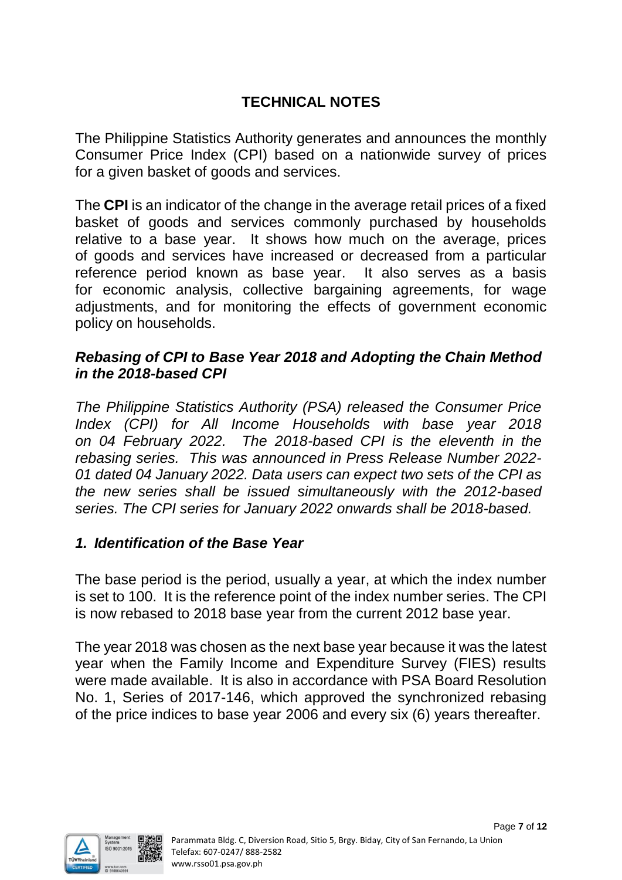## TECHNICAL NOTES

The Philippine Statistics Authority generates and announces the monthly Consumer Price Index (CPI) based on a nationwide survey of prices for a given basket of goods and services.

The **CPI** is an indicator of the change in the average retail prices of a fixed basket of goods and services commonly purchased by households relative to a base year. It shows how much on the average, prices of goods and services have increased or decreased from a particular reference period known as base year. It also serves as a basis for economic analysis, collective bargaining agreements, for wage adjustments, and for monitoring the effects of government economic policy on households.

### *Rebasing of CPI to Base Year 2018 and Adopting the Chain Method in the 2018-based CPI*

*The Philippine Statistics Authority (PSA) released the Consumer Price Index (CPI) for All Income Households with base year 2018 on 04 February 2022. The 2018-based CPI is the eleventh in the rebasing series. This was announced in Press Release Number 2022-01 dated 04 January 2022. Data users can expect two sets of the CPI as the new series shall be issued simultaneously with the 2012-based series. The CPI series for January 2022 onwards shall be 2018-based.*

### *1. Identification of the Base Year*

The base period is the period, usually a year, at which the index number is set to 100. It is the reference point of the index number series. The CPI is now rebased to 2018 base year from the current 2012 base year.

The year 2018 was chosen as the next base year because it was the latest year when the Family Income and Expenditure Survey (FIES) results were made available. It is also in accordance with PSA Board Resolution No. 1, Series of 2017-146, which approved the synchronized rebasing of the price indices to base year 2006 and every six (6) years thereafter.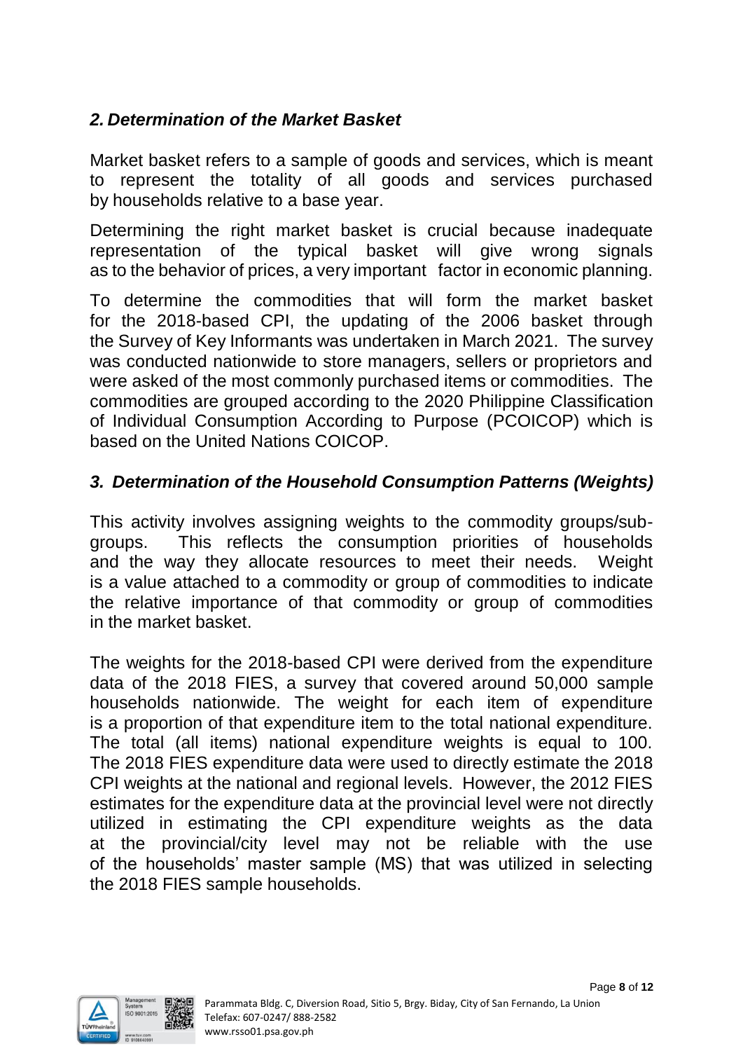### *2. Determination of the Market Basket*

Market basket refers to a sample of goods and services, which is meant to represent the totality of all goods and services purchased by households relative to a base year.

Determining the right market basket is crucial because inadequate representation of the typical basket will give wrong signals as to the behavior of prices, a very important factor in economic planning.

To determine the commodities that will form the market basket for the 2018-based CPI, the updating of the 2006 basket through the Survey of Key Informants was undertaken in March 2021. The survey was conducted nationwide to store managers, sellers or proprietors and were asked of the most commonly purchased items or commodities. The commodities are grouped according to the 2020 Philippine Classification of Individual Consumption According to Purpose (PCOICOP) which is based on the United Nations COICOP.

### *3. Determination of the Household Consumption Patterns (Weights)*

This activity involves assigning weights to the commodity groups/sub-groups. This reflects the consumption priorities of households and the way they allocate resources to meet their needs. Weight is a value attached to a commodity or group of commodities to indicate the relative importance of that commodity or group of commodities in the market basket.

The weights for the 2018-based CPI were derived from the expenditure data of the 2018 FIES, a survey that covered around 50,000 sample households nationwide. The weight for each item of expenditure is a proportion of that expenditure item to the total national expenditure. The total (all items) national expenditure weights is equal to 100. The 2018 FIES expenditure data were used to directly estimate the 2018 CPI weights at the national and regional levels. However, the 2012 FIES estimates for the expenditure data at the provincial level were not directly utilized in estimating the CPI expenditure weights as the data at the provincial/city level may not be reliable with the use of the households' master sample (MS) that was utilized in selecting the 2018 FIES sample households.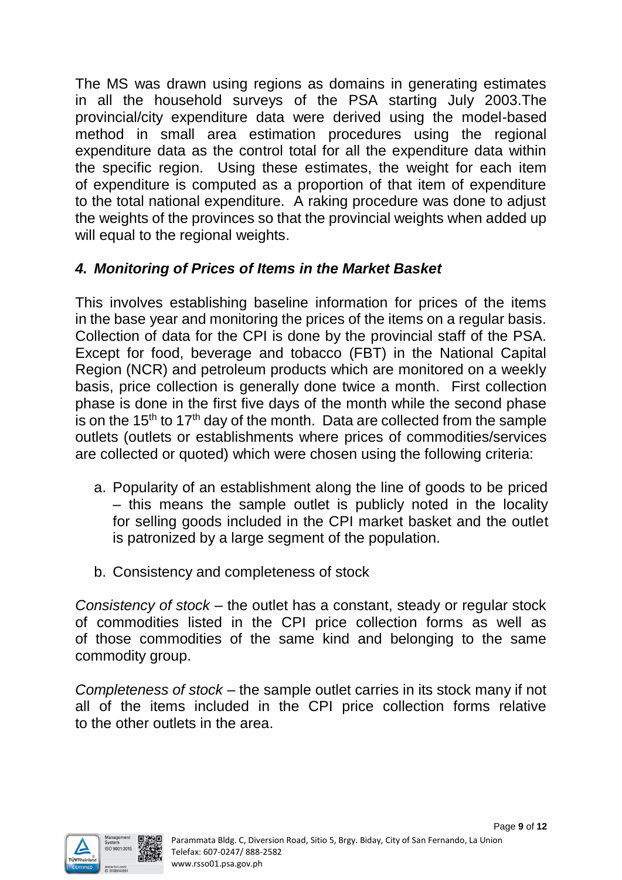The MS was drawn using regions as domains in generating estimates in all the household surveys of the PSA starting July 2003.The provincial/city expenditure data were derived using the model-based method in small area estimation procedures using the regional expenditure data as the control total for all the expenditure data within the specific region. Using these estimates, the weight for each item of expenditure is computed as a proportion of that item of expenditure to the total national expenditure. A raking procedure was done to adjust the weights of the provinces so that the provincial weights when added up will equal to the regional weights.

### *4. Monitoring of Prices of Items in the Market Basket*

This involves establishing baseline information for prices of the items in the base year and monitoring the prices of the items on a regular basis. Collection of data for the CPI is done by the provincial staff of the PSA. Except for food, beverage and tobacco (FBT) in the National Capital Region (NCR) and petroleum products which are monitored on a weekly basis, price collection is generally done twice a month. First collection phase is done in the first five days of the month while the second phase is on the 15th to 17th day of the month. Data are collected from the sample outlets (outlets or establishments where prices of commodities/services are collected or quoted) which were chosen using the following criteria:

a. Popularity of an establishment along the line of goods to be priced – this means the sample outlet is publicly noted in the locality for selling goods included in the CPI market basket and the outlet is patronized by a large segment of the population.

b. Consistency and completeness of stock

*Consistency of stock* – the outlet has a constant, steady or regular stock of commodities listed in the CPI price collection forms as well as of those commodities of the same kind and belonging to the same commodity group.

*Completeness of stock* – the sample outlet carries in its stock many if not all of the items included in the CPI price collection forms relative to the other outlets in the area.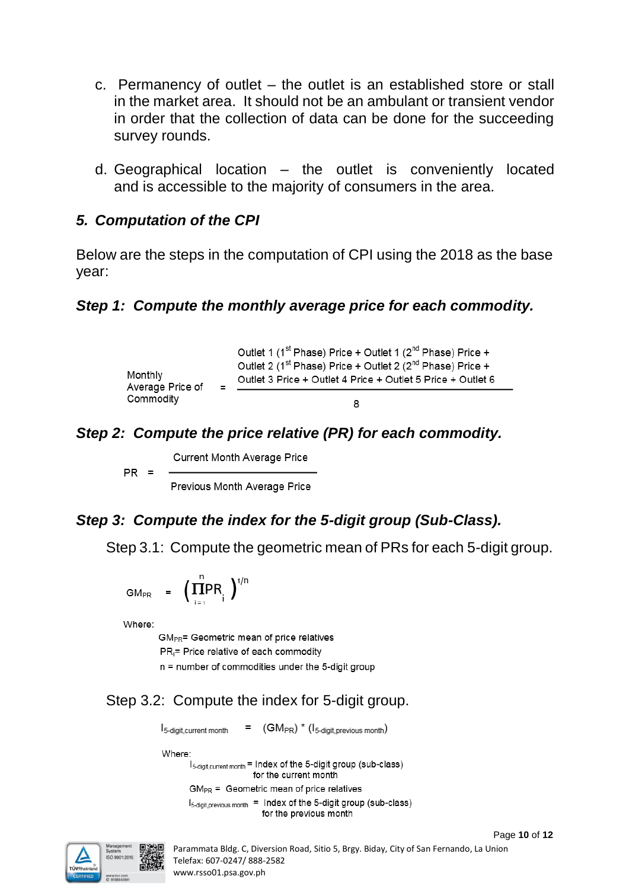c. Permanency of outlet – the outlet is an established store or stall in the market area. It should not be an ambulant or transient vendor in order that the collection of data can be done for the succeeding survey rounds.

d. Geographical location – the outlet is conveniently located and is accessible to the majority of consumers in the area.

### *5. Computation of the CPI*

Below are the steps in the computation of CPI using the 2018 as the base year:

### *Step 1: Compute the monthly average price for each commodity.*

$$\text{Monthly Average Price of Commodity} = \frac{\begin{gathered}\text{Outlet 1 (1}^{st}\text{ Phase) Price + Outlet 1 (2}^{nd}\text{ Phase) Price +} \\ \text{Outlet 2 (1}^{st}\text{ Phase) Price + Outlet 2 (2}^{nd}\text{ Phase) Price +} \\ \text{Outlet 3 Price + Outlet 4 Price + Outlet 5 Price + Outlet 6}\end{gathered}}{8}$$

### *Step 2: Compute the price relative (PR) for each commodity.*

$$PR = \frac{\text{Current Month Average Price}}{\text{Previous Month Average Price}}$$

### *Step 3: Compute the index for the 5-digit group (Sub-Class).*

Step 3.1: Compute the geometric mean of PRs for each 5-digit group.

$$GM_{PR} = \left(\prod_{i=1}^{n} PR_i\right)^{1/n}$$

Where:

$GM_{PR}$ = Geometric mean of price relatives

$PR_i$ = Price relative of each commodity

n = number of commodities under the 5-digit group

Step 3.2: Compute the index for 5-digit group.

$$I_{\text{5-digit,current month}} = (GM_{PR}) * (I_{\text{5-digit,previous month}})$$

Where:

$I_{\text{5-digit,current month}}$ = Index of the 5-digit group (sub-class) for the current month

$GM_{PR}$ = Geometric mean of price relatives

$I_{\text{5-digit,previous month}}$ = Index of the 5-digit group (sub-class) for the previous month

Parammata Bldg. C, Diversion Road, Sitio 5, Brgy. Bidαy, City of San Fernando, La Union
Telefax: 607-0247/ 888-2582
www.rsso01.psa.gov.ph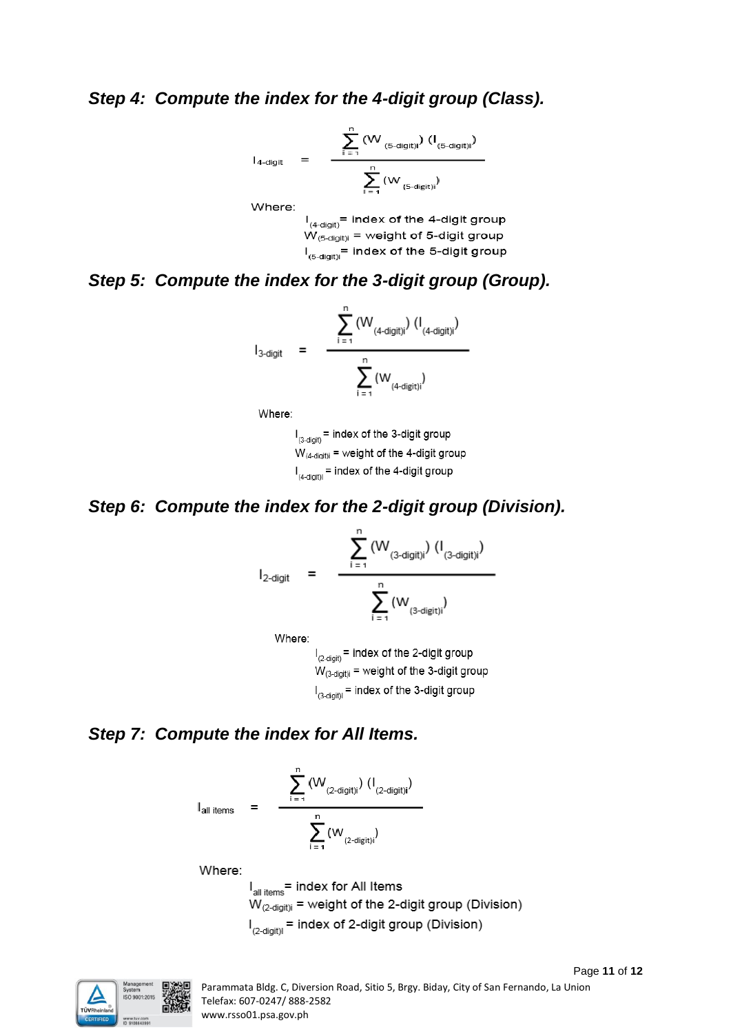### *Step 4: Compute the index for the 4-digit group (Class).*

$$I_{4\text{-digit}} = \frac{\sum_{i=1}^{n} (W_{(5\text{-digit})i})\,(I_{(5\text{-digit})i})}{\sum_{i=1}^{n} (W_{(5\text{-digit})i})}$$

Where:

$I_{(4\text{-digit})}$ = index of the 4-digit group
$W_{(5\text{-digit})i}$ = weight of 5-digit group
$I_{(5\text{-digit})i}$ = index of the 5-digit group

### *Step 5: Compute the index for the 3-digit group (Group).*

$$I_{3\text{-digit}} = \frac{\sum_{i=1}^{n} (W_{(4\text{-digit})i})\,(I_{(4\text{-digit})i})}{\sum_{i=1}^{n} (W_{(4\text{-digit})i})}$$

Where:

$I_{(3\text{-digit})}$ = index of the 3-digit group
$W_{(4\text{-digit})i}$ = weight of the 4-digit group
$I_{(4\text{-digit})i}$ = index of the 4-digit group

### *Step 6: Compute the index for the 2-digit group (Division).*

$$I_{2\text{-digit}} = \frac{\sum_{i=1}^{n} (W_{(3\text{-digit})i})\,(I_{(3\text{-digit})i})}{\sum_{i=1}^{n} (W_{(3\text{-digit})i})}$$

Where:

$I_{(2\text{-digit})}$ = index of the 2-digit group
$W_{(3\text{-digit})i}$ = weight of the 3-digit group
$I_{(3\text{-digit})i}$ = index of the 3-digit group

### *Step 7: Compute the index for All Items.*

$$I_{\text{all items}} = \frac{\sum_{i=1}^{n} (W_{(2\text{-digit})i})\,(I_{(2\text{-digit})i})}{\sum_{i=1}^{n} (W_{(2\text{-digit})i})}$$

Where:

$I_{\text{all items}}$ = index for All Items
$W_{(2\text{-digit})i}$ = weight of the 2-digit group (Division)
$I_{(2\text{-digit})i}$ = index of 2-digit group (Division)

Parammata Bldg. C, Diversion Road, Sitio 5, Brgy. BidAY, City of San Fernando, La Union
Telefax: 607-0247/ 888-2582
www.rsso01.psa.gov.ph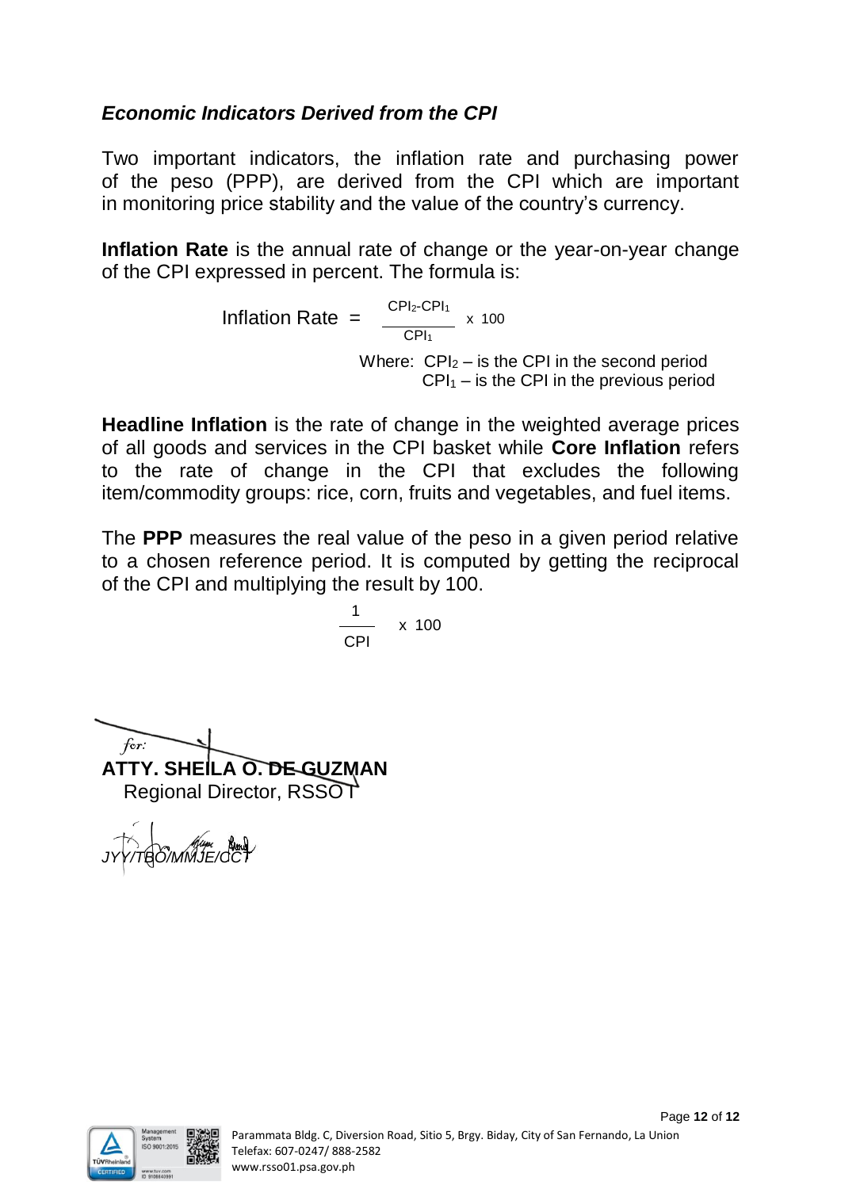### *Economic Indicators Derived from the CPI*

Two important indicators, the inflation rate and purchasing power of the peso (PPP), are derived from the CPI which are important in monitoring price stability and the value of the country's currency.

**Inflation Rate** is the annual rate of change or the year-on-year change of the CPI expressed in percent. The formula is:

$$\text{Inflation Rate} = \frac{CPI_2 - CPI_1}{CPI_1} \times 100$$

Where: $CPI_2$ – is the CPI in the second period
$CPI_1$ – is the CPI in the previous period

**Headline Inflation** is the rate of change in the weighted average prices of all goods and services in the CPI basket while **Core Inflation** refers to the rate of change in the CPI that excludes the following item/commodity groups: rice, corn, fruits and vegetables, and fuel items.

The **PPP** measures the real value of the peso in a given period relative to a chosen reference period. It is computed by getting the reciprocal of the CPI and multiplying the result by 100.

$$\frac{1}{CPI} \times 100$$

*for:*
**ATTY. SHEILA O. DE GUZMAN**
Regional Director, RSSO I

*JYY/TBO/MMJE/CCT*

Parammata Bldg. C, Diversion Road, Sitio 5, Brgy. Biday, City of San Fernando, La Union
Telefax: 607-0247/ 888-2582
www.rsso01.psa.gov.ph